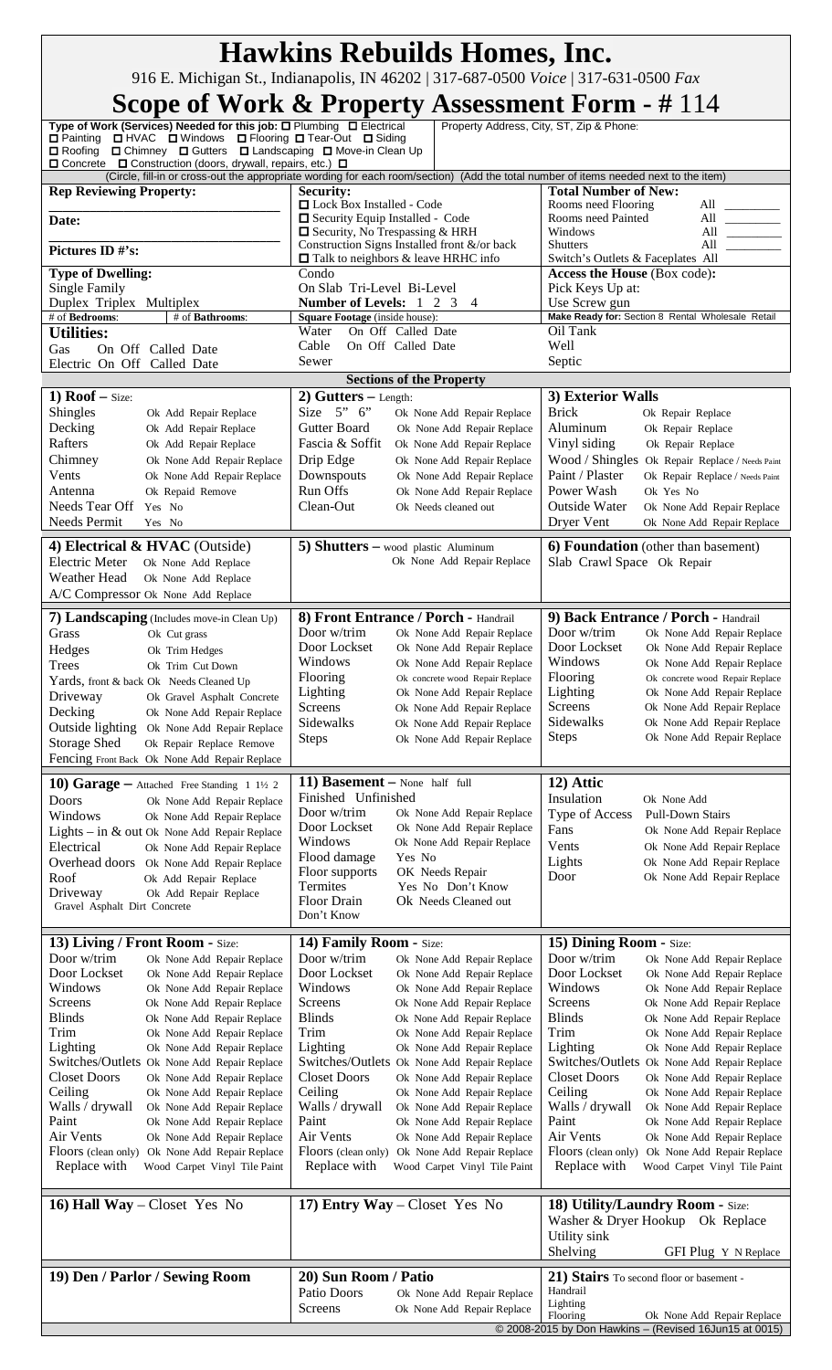# Hawkins Rebuilds Homes, Inc.

916 E. Michigan St., Indianapolis, IN 46202 | 317-687-0500 *Voice* | 317-631-0500 *Fax*

## Scope of Work & Property Assessment Form - # 114

**Type of Work (Services) Needed for this job:** ☐ Plumbing ☐ Electrical ☐ Painting ☐ HVAC ☐ Windows ☐ Flooring ☐ Tear-Out ☐ Siding ☐ Roofing ☐ Chimney ☐ Gutters ☐ Landscaping ☐ Move-in Clean Up ☐ Concrete ☐ Construction (doors, drywall, repairs, etc.) ☐

Property Address, City, ST, Zip & Phone:

(Circle, fill-in or cross-out the appropriate wording for each room/section) (Add the total number of items needed next to the item)

| | | |
|---|---|---|
| **Rep Reviewing Property:** | **Security:** | **Total Number of New:** |
| | ☐ Lock Box Installed - Code | Rooms need Flooring All ________ |
| **Date:** | ☐ Security Equip Installed - Code | Rooms need Painted All ________ |
| | ☐ Security, No Trespassing & HRH | Windows All ________ |
| **Pictures ID #'s:** | Construction Signs Installed front &/or back | Shutters All ________ |
| | ☐ Talk to neighbors & leave HRHC info | Switch's Outlets & Faceplates All |
| **Type of Dwelling:** | Condo | **Access the House** (Box code): |
| Single Family | On Slab Tri-Level Bi-Level | Pick Keys Up at: |
| Duplex Triplex Multiplex | **Number of Levels:** 1 2 3 4 | Use Screw gun |
| # of **Bedrooms**: # of **Bathrooms**: | **Square Footage** (inside house): | **Make Ready for:** Section 8 Rental Wholesale Retail |
| **Utilities:** | Water On Off Called Date | Oil Tank |
| Gas On Off Called Date | Cable On Off Called Date | Well |
| Electric On Off Called Date | Sewer | Septic |

### Sections of the Property

| **1) Roof** – Size: | | **2) Gutters** – Length: | | **3) Exterior Walls** | |
|---|---|---|---|---|---|
| Shingles | Ok Add Repair Replace | Size 5" 6" | Ok None Add Repair Replace | Brick | Ok Repair Replace |
| Decking | Ok Add Repair Replace | Gutter Board | Ok None Add Repair Replace | Aluminum | Ok Repair Replace |
| Rafters | Ok Add Repair Replace | Fascia & Soffit | Ok None Add Repair Replace | Vinyl siding | Ok Repair Replace |
| Chimney | Ok None Add Repair Replace | Drip Edge | Ok None Add Repair Replace | Wood / Shingles | Ok Repair Replace / Needs Paint |
| Vents | Ok None Add Repair Replace | Downspouts | Ok None Add Repair Replace | Paint / Plaster | Ok Repair Replace / Needs Paint |
| Antenna | Ok Repaid Remove | Run Offs | Ok None Add Repair Replace | Power Wash | Ok Yes No |
| Needs Tear Off | Yes No | Clean-Out | Ok Needs cleaned out | Outside Water | Ok None Add Repair Replace |
| Needs Permit | Yes No | | | Dryer Vent | Ok None Add Repair Replace |

| **4) Electrical & HVAC** (Outside) | | **5) Shutters** – wood plastic Aluminum | **6) Foundation** (other than basement) |
|---|---|---|---|
| Electric Meter | Ok None Add Replace | Ok None Add Repair Replace | Slab Crawl Space Ok Repair |
| Weather Head | Ok None Add Replace | | |
| A/C Compressor | Ok None Add Replace | | |

| **7) Landscaping** (Includes move-in Clean Up) | | **8) Front Entrance / Porch** - Handrail | | **9) Back Entrance / Porch** - Handrail | |
|---|---|---|---|---|---|
| Grass | Ok Cut grass | Door w/trim | Ok None Add Repair Replace | Door w/trim | Ok None Add Repair Replace |
| Hedges | Ok Trim Hedges | Door Lockset | Ok None Add Repair Replace | Door Lockset | Ok None Add Repair Replace |
| Trees | Ok Trim Cut Down | Windows | Ok None Add Repair Replace | Windows | Ok None Add Repair Replace |
| Yards, front & back | Ok Needs Cleaned Up | Flooring | Ok concrete wood Repair Replace | Flooring | Ok concrete wood Repair Replace |
| Driveway | Ok Gravel Asphalt Concrete | Lighting | Ok None Add Repair Replace | Lighting | Ok None Add Repair Replace |
| Decking | Ok None Add Repair Replace | Screens | Ok None Add Repair Replace | Screens | Ok None Add Repair Replace |
| Outside lighting | Ok None Add Repair Replace | Sidewalks | Ok None Add Repair Replace | Sidewalks | Ok None Add Repair Replace |
| Storage Shed | Ok Repair Replace Remove | Steps | Ok None Add Repair Replace | Steps | Ok None Add Repair Replace |
| Fencing Front Back | Ok None Add Repair Replace | | | | |

| **10) Garage** – Attached Free Standing 1 1½ 2 | | **11) Basement** – None half full | | **12) Attic** | |
|---|---|---|---|---|---|
| Doors | Ok None Add Repair Replace | Finished Unfinished | | Insulation | Ok None Add |
| Windows | Ok None Add Repair Replace | Door w/trim | Ok None Add Repair Replace | Type of Access | Pull-Down Stairs |
| Lights – in & out | Ok None Add Repair Replace | Door Lockset | Ok None Add Repair Replace | Fans | Ok None Add Repair Replace |
| Electrical | Ok None Add Repair Replace | Windows | Ok None Add Repair Replace | Vents | Ok None Add Repair Replace |
| Overhead doors | Ok None Add Repair Replace | Flood damage | Yes No | Lights | Ok None Add Repair Replace |
| Roof | Ok Add Repair Replace | Floor supports | OK Needs Repair | Door | Ok None Add Repair Replace |
| Driveway | Ok Add Repair Replace | Termites | Yes No Don't Know | | |
| Gravel Asphalt Dirt Concrete | | Floor Drain | Ok Needs Cleaned out | | |
| | | Don't Know | | | |

| **13) Living / Front Room** - Size: | | **14) Family Room** - Size: | | **15) Dining Room** - Size: | |
|---|---|---|---|---|---|
| Door w/trim | Ok None Add Repair Replace | Door w/trim | Ok None Add Repair Replace | Door w/trim | Ok None Add Repair Replace |
| Door Lockset | Ok None Add Repair Replace | Door Lockset | Ok None Add Repair Replace | Door Lockset | Ok None Add Repair Replace |
| Windows | Ok None Add Repair Replace | Windows | Ok None Add Repair Replace | Windows | Ok None Add Repair Replace |
| Screens | Ok None Add Repair Replace | Screens | Ok None Add Repair Replace | Screens | Ok None Add Repair Replace |
| Blinds | Ok None Add Repair Replace | Blinds | Ok None Add Repair Replace | Blinds | Ok None Add Repair Replace |
| Trim | Ok None Add Repair Replace | Trim | Ok None Add Repair Replace | Trim | Ok None Add Repair Replace |
| Lighting | Ok None Add Repair Replace | Lighting | Ok None Add Repair Replace | Lighting | Ok None Add Repair Replace |
| Switches/Outlets | Ok None Add Repair Replace | Switches/Outlets | Ok None Add Repair Replace | Switches/Outlets | Ok None Add Repair Replace |
| Closet Doors | Ok None Add Repair Replace | Closet Doors | Ok None Add Repair Replace | Closet Doors | Ok None Add Repair Replace |
| Ceiling | Ok None Add Repair Replace | Ceiling | Ok None Add Repair Replace | Ceiling | Ok None Add Repair Replace |
| Walls / drywall | Ok None Add Repair Replace | Walls / drywall | Ok None Add Repair Replace | Walls / drywall | Ok None Add Repair Replace |
| Paint | Ok None Add Repair Replace | Paint | Ok None Add Repair Replace | Paint | Ok None Add Repair Replace |
| Air Vents | Ok None Add Repair Replace | Air Vents | Ok None Add Repair Replace | Air Vents | Ok None Add Repair Replace |
| Floors (clean only) | Ok None Add Repair Replace | Floors (clean only) | Ok None Add Repair Replace | Floors (clean only) | Ok None Add Repair Replace |
| Replace with | Wood Carpet Vinyl Tile Paint | Replace with | Wood Carpet Vinyl Tile Paint | Replace with | Wood Carpet Vinyl Tile Paint |

| **16) Hall Way** – Closet Yes No | **17) Entry Way** – Closet Yes No | **18) Utility/Laundry Room** - Size: |
|---|---|---|
| | | Washer & Dryer Hookup Ok Replace |
| | | Utility sink |
| | | Shelving GFI Plug Y N Replace |

| **19) Den / Parlor / Sewing Room** | **20) Sun Room / Patio** | | **21) Stairs** To second floor or basement - | |
|---|---|---|---|---|
| | Patio Doors | Ok None Add Repair Replace | Handrail | |
| | Screens | Ok None Add Repair Replace | Lighting | |
| | | | Flooring | Ok None Add Repair Replace |

© 2008-2015 by Don Hawkins – (Revised 16Jun15 at 0015)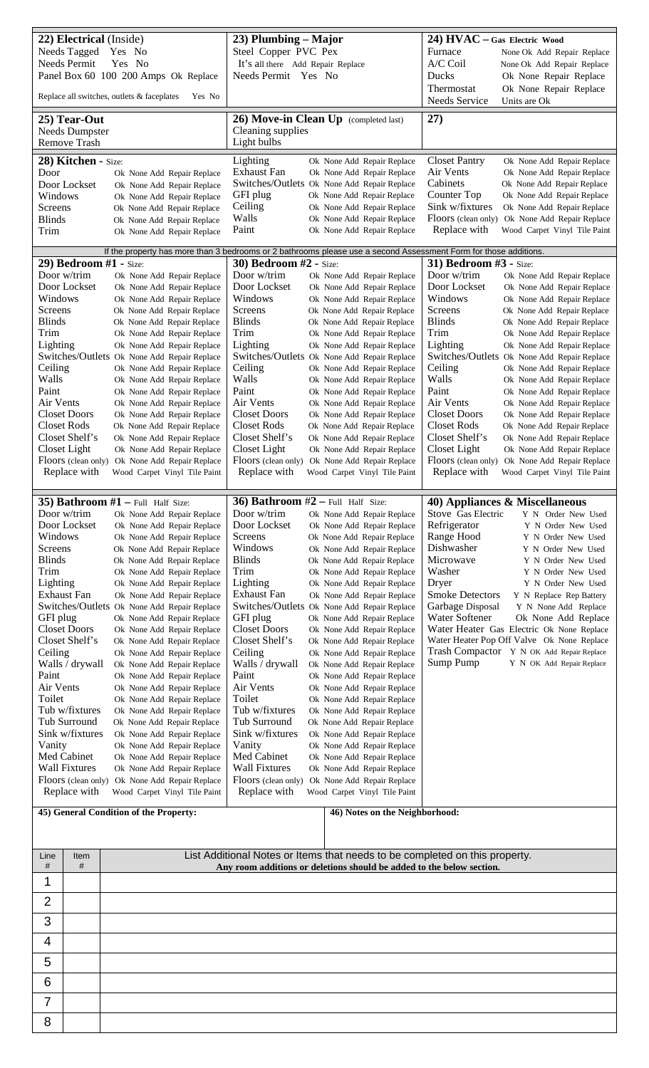| 22) Electrical (Inside) | | 23) Plumbing – Major | | 24) HVAC – Gas Electric Wood | |
|---|---|---|---|---|---|
| Needs Tagged | Yes No | Steel Copper PVC Pex | | Furnace | None Ok Add Repair Replace |
| Needs Permit | Yes No | It's all there Add Repair Replace | | A/C Coil | None Ok Add Repair Replace |
| Panel Box 60 100 200 Amps Ok Replace | | Needs Permit Yes No | | Ducks | Ok None Repair Replace |
| Replace all switches, outlets & faceplates | Yes No | | | Thermostat | Ok None Repair Replace |
| | | | | Needs Service | Units are Ok |

| 25) Tear-Out | 26) Move-in Clean Up (completed last) | 27) |
|---|---|---|
| Needs Dumpster | Cleaning supplies | |
| Remove Trash | Light bulbs | |

| 28) Kitchen - Size: | | | | | |
|---|---|---|---|---|---|
| Door | Ok None Add Repair Replace | Lighting | Ok None Add Repair Replace | Closet Pantry | Ok None Add Repair Replace |
| Door Lockset | Ok None Add Repair Replace | Exhaust Fan | Ok None Add Repair Replace | Air Vents | Ok None Add Repair Replace |
| Windows | Ok None Add Repair Replace | Switches/Outlets | Ok None Add Repair Replace | Cabinets | Ok None Add Repair Replace |
| Screens | Ok None Add Repair Replace | GFI plug | Ok None Add Repair Replace | Counter Top | Ok None Add Repair Replace |
| Blinds | Ok None Add Repair Replace | Ceiling | Ok None Add Repair Replace | Sink w/fixtures | Ok None Add Repair Replace |
| Trim | Ok None Add Repair Replace | Walls | Ok None Add Repair Replace | Floors (clean only) | Ok None Add Repair Replace |
| | | Paint | Ok None Add Repair Replace | Replace with | Wood Carpet Vinyl Tile Paint |

If the property has more than 3 bedrooms or 2 bathrooms please use a second Assessment Form for those additions.

| 29) Bedroom #1 - Size: | | 30) Bedroom #2 - Size: | | 31) Bedroom #3 - Size: | |
|---|---|---|---|---|---|
| Door w/trim | Ok None Add Repair Replace | Door w/trim | Ok None Add Repair Replace | Door w/trim | Ok None Add Repair Replace |
| Door Lockset | Ok None Add Repair Replace | Door Lockset | Ok None Add Repair Replace | Door Lockset | Ok None Add Repair Replace |
| Windows | Ok None Add Repair Replace | Windows | Ok None Add Repair Replace | Windows | Ok None Add Repair Replace |
| Screens | Ok None Add Repair Replace | Screens | Ok None Add Repair Replace | Screens | Ok None Add Repair Replace |
| Blinds | Ok None Add Repair Replace | Blinds | Ok None Add Repair Replace | Blinds | Ok None Add Repair Replace |
| Trim | Ok None Add Repair Replace | Trim | Ok None Add Repair Replace | Trim | Ok None Add Repair Replace |
| Lighting | Ok None Add Repair Replace | Lighting | Ok None Add Repair Replace | Lighting | Ok None Add Repair Replace |
| Switches/Outlets | Ok None Add Repair Replace | Switches/Outlets | Ok None Add Repair Replace | Switches/Outlets | Ok None Add Repair Replace |
| Ceiling | Ok None Add Repair Replace | Ceiling | Ok None Add Repair Replace | Ceiling | Ok None Add Repair Replace |
| Walls | Ok None Add Repair Replace | Walls | Ok None Add Repair Replace | Walls | Ok None Add Repair Replace |
| Paint | Ok None Add Repair Replace | Paint | Ok None Add Repair Replace | Paint | Ok None Add Repair Replace |
| Air Vents | Ok None Add Repair Replace | Air Vents | Ok None Add Repair Replace | Air Vents | Ok None Add Repair Replace |
| Closet Doors | Ok None Add Repair Replace | Closet Doors | Ok None Add Repair Replace | Closet Doors | Ok None Add Repair Replace |
| Closet Rods | Ok None Add Repair Replace | Closet Rods | Ok None Add Repair Replace | Closet Rods | Ok None Add Repair Replace |
| Closet Shelf's | Ok None Add Repair Replace | Closet Shelf's | Ok None Add Repair Replace | Closet Shelf's | Ok None Add Repair Replace |
| Closet Light | Ok None Add Repair Replace | Closet Light | Ok None Add Repair Replace | Closet Light | Ok None Add Repair Replace |
| Floors (clean only) | Ok None Add Repair Replace | Floors (clean only) | Ok None Add Repair Replace | Floors (clean only) | Ok None Add Repair Replace |
| Replace with | Wood Carpet Vinyl Tile Paint | Replace with | Wood Carpet Vinyl Tile Paint | Replace with | Wood Carpet Vinyl Tile Paint |

| 35) Bathroom #1 – Full Half Size: | | 36) Bathroom #2 – Full Half Size: | | 40) Appliances & Miscellaneous | |
|---|---|---|---|---|---|
| Door w/trim | Ok None Add Repair Replace | Door w/trim | Ok None Add Repair Replace | Stove Gas Electric | Y N Order New Used |
| Door Lockset | Ok None Add Repair Replace | Door Lockset | Ok None Add Repair Replace | Refrigerator | Y N Order New Used |
| Windows | Ok None Add Repair Replace | Screens | Ok None Add Repair Replace | Range Hood | Y N Order New Used |
| Screens | Ok None Add Repair Replace | Windows | Ok None Add Repair Replace | Dishwasher | Y N Order New Used |
| Blinds | Ok None Add Repair Replace | Blinds | Ok None Add Repair Replace | Microwave | Y N Order New Used |
| Trim | Ok None Add Repair Replace | Trim | Ok None Add Repair Replace | Washer | Y N Order New Used |
| Lighting | Ok None Add Repair Replace | Lighting | Ok None Add Repair Replace | Dryer | Y N Order New Used |
| Exhaust Fan | Ok None Add Repair Replace | Exhaust Fan | Ok None Add Repair Replace | Smoke Detectors | Y N Replace Rep Battery |
| Switches/Outlets | Ok None Add Repair Replace | Switches/Outlets | Ok None Add Repair Replace | Garbage Disposal | Y N None Add Replace |
| GFI plug | Ok None Add Repair Replace | GFI plug | Ok None Add Repair Replace | Water Softener | Ok None Add Replace |
| Closet Doors | Ok None Add Repair Replace | Closet Doors | Ok None Add Repair Replace | Water Heater Gas Electric | Ok None Replace |
| Closet Shelf's | Ok None Add Repair Replace | Closet Shelf's | Ok None Add Repair Replace | Water Heater Pop Off Valve | Ok None Replace |
| Ceiling | Ok None Add Repair Replace | Ceiling | Ok None Add Repair Replace | Trash Compactor | Y N OK Add Repair Replace |
| Walls / drywall | Ok None Add Repair Replace | Walls / drywall | Ok None Add Repair Replace | Sump Pump | Y N OK Add Repair Replace |
| Paint | Ok None Add Repair Replace | Paint | Ok None Add Repair Replace | | |
| Air Vents | Ok None Add Repair Replace | Air Vents | Ok None Add Repair Replace | | |
| Toilet | Ok None Add Repair Replace | Toilet | Ok None Add Repair Replace | | |
| Tub w/fixtures | Ok None Add Repair Replace | Tub w/fixtures | Ok None Add Repair Replace | | |
| Tub Surround | Ok None Add Repair Replace | Tub Surround | Ok None Add Repair Replace | | |
| Sink w/fixtures | Ok None Add Repair Replace | Sink w/fixtures | Ok None Add Repair Replace | | |
| Vanity | Ok None Add Repair Replace | Vanity | Ok None Add Repair Replace | | |
| Med Cabinet | Ok None Add Repair Replace | Med Cabinet | Ok None Add Repair Replace | | |
| Wall Fixtures | Ok None Add Repair Replace | Wall Fixtures | Ok None Add Repair Replace | | |
| Floors (clean only) | Ok None Add Repair Replace | Floors (clean only) | Ok None Add Repair Replace | | |
| Replace with | Wood Carpet Vinyl Tile Paint | Replace with | Wood Carpet Vinyl Tile Paint | | |

| 45) General Condition of the Property: | 46) Notes on the Neighborhood: |
|---|---|
| | |

| Line # | Item # | List Additional Notes or Items that needs to be completed on this property. Any room additions or deletions should be added to the below section. |
|---|---|---|
| 1 | | |
| 2 | | |
| 3 | | |
| 4 | | |
| 5 | | |
| 6 | | |
| 7 | | |
| 8 | | |